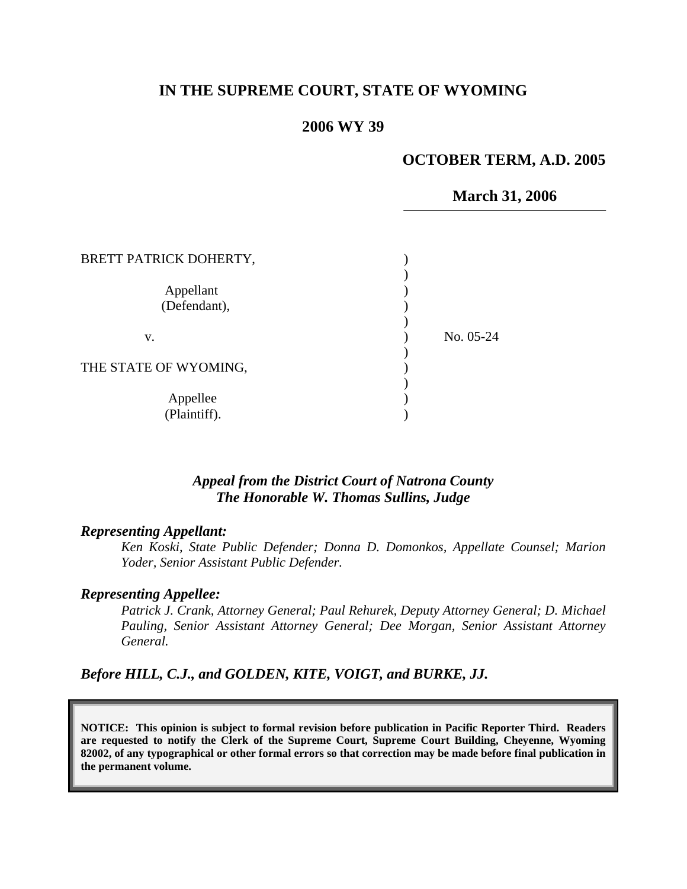# IN THE SUPREME COURT, STATE OF WYOMING

## 2006 WY 39

**OCTOBER TERM, A.D. 2005**

**March 31, 2006**

BRETT PATRICK DOHERTY,

Appellant (Defendant),

v.

THE STATE OF WYOMING,

Appellee (Plaintiff).

No. 05-24

***Appeal from the District Court of Natrona County***
***The Honorable W. Thomas Sullins, Judge***

***Representing Appellant:***

*Ken Koski, State Public Defender; Donna D. Domonkos, Appellate Counsel; Marion Yoder, Senior Assistant Public Defender.*

***Representing Appellee:***

*Patrick J. Crank, Attorney General; Paul Rehurek, Deputy Attorney General; D. Michael Pauling, Senior Assistant Attorney General; Dee Morgan, Senior Assistant Attorney General.*

***Before HILL, C.J., and GOLDEN, KITE, VOIGT, and BURKE, JJ.***

**NOTICE: This opinion is subject to formal revision before publication in Pacific Reporter Third. Readers are requested to notify the Clerk of the Supreme Court, Supreme Court Building, Cheyenne, Wyoming 82002, of any typographical or other formal errors so that correction may be made before final publication in the permanent volume.**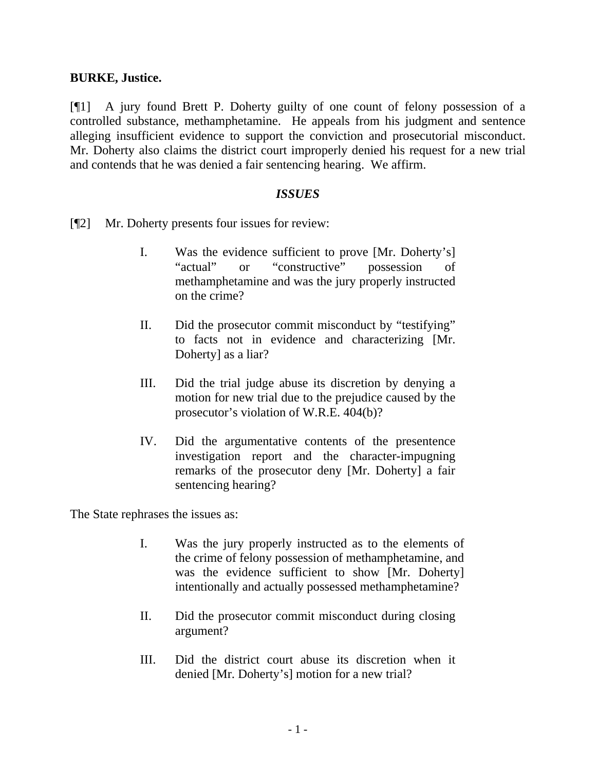**BURKE, Justice.**

[¶1] A jury found Brett P. Doherty guilty of one count of felony possession of a controlled substance, methamphetamine. He appeals from his judgment and sentence alleging insufficient evidence to support the conviction and prosecutorial misconduct. Mr. Doherty also claims the district court improperly denied his request for a new trial and contends that he was denied a fair sentencing hearing. We affirm.

***ISSUES***

[¶2] Mr. Doherty presents four issues for review:

> I. Was the evidence sufficient to prove [Mr. Doherty's] "actual" or "constructive" possession of methamphetamine and was the jury properly instructed on the crime?
>
> II. Did the prosecutor commit misconduct by "testifying" to facts not in evidence and characterizing [Mr. Doherty] as a liar?
>
> III. Did the trial judge abuse its discretion by denying a motion for new trial due to the prejudice caused by the prosecutor's violation of W.R.E. 404(b)?
>
> IV. Did the argumentative contents of the presentence investigation report and the character-impugning remarks of the prosecutor deny [Mr. Doherty] a fair sentencing hearing?

The State rephrases the issues as:

> I. Was the jury properly instructed as to the elements of the crime of felony possession of methamphetamine, and was the evidence sufficient to show [Mr. Doherty] intentionally and actually possessed methamphetamine?
>
> II. Did the prosecutor commit misconduct during closing argument?
>
> III. Did the district court abuse its discretion when it denied [Mr. Doherty's] motion for a new trial?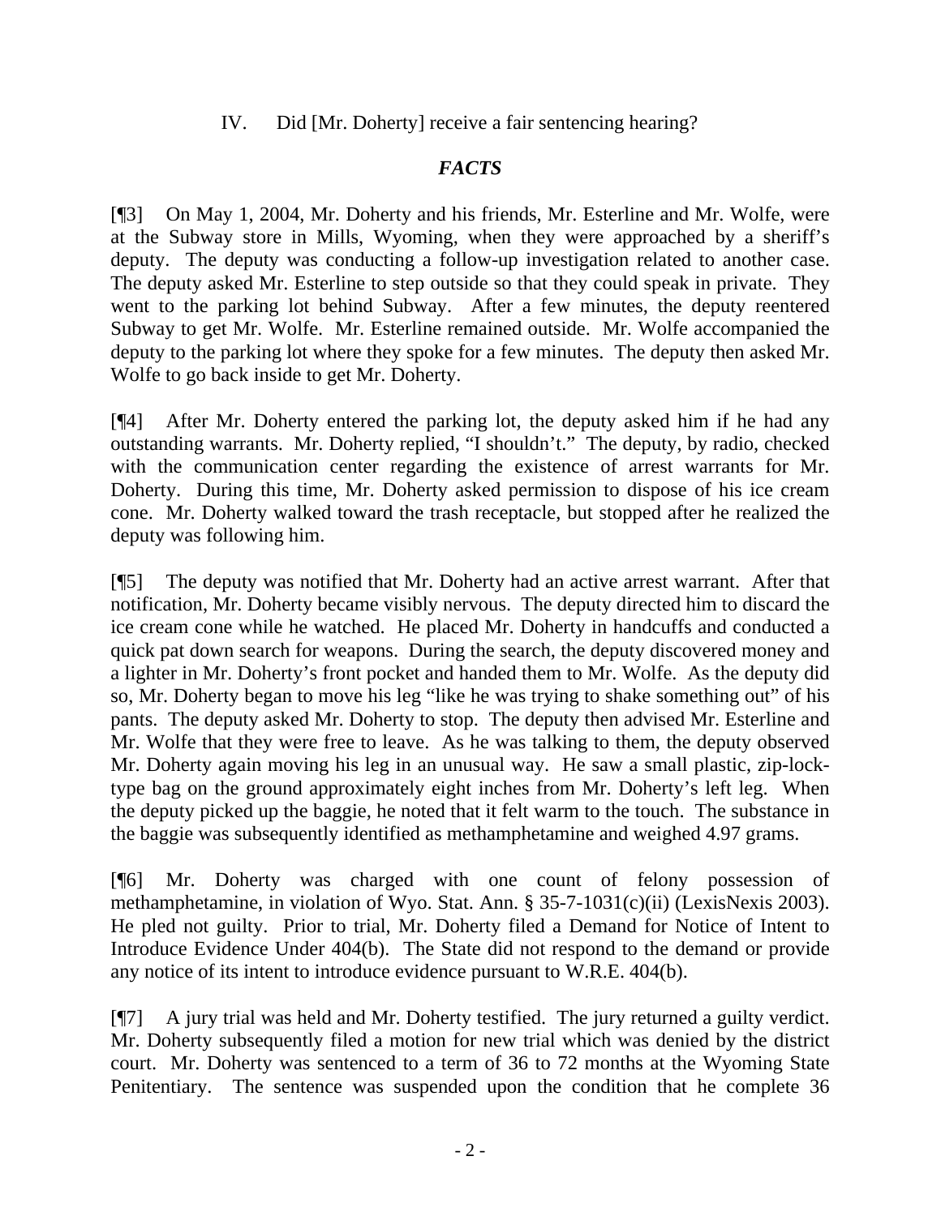IV. Did [Mr. Doherty] receive a fair sentencing hearing?

## *FACTS*

[¶3] On May 1, 2004, Mr. Doherty and his friends, Mr. Esterline and Mr. Wolfe, were at the Subway store in Mills, Wyoming, when they were approached by a sheriff's deputy. The deputy was conducting a follow-up investigation related to another case. The deputy asked Mr. Esterline to step outside so that they could speak in private. They went to the parking lot behind Subway. After a few minutes, the deputy reentered Subway to get Mr. Wolfe. Mr. Esterline remained outside. Mr. Wolfe accompanied the deputy to the parking lot where they spoke for a few minutes. The deputy then asked Mr. Wolfe to go back inside to get Mr. Doherty.

[¶4] After Mr. Doherty entered the parking lot, the deputy asked him if he had any outstanding warrants. Mr. Doherty replied, "I shouldn't." The deputy, by radio, checked with the communication center regarding the existence of arrest warrants for Mr. Doherty. During this time, Mr. Doherty asked permission to dispose of his ice cream cone. Mr. Doherty walked toward the trash receptacle, but stopped after he realized the deputy was following him.

[¶5] The deputy was notified that Mr. Doherty had an active arrest warrant. After that notification, Mr. Doherty became visibly nervous. The deputy directed him to discard the ice cream cone while he watched. He placed Mr. Doherty in handcuffs and conducted a quick pat down search for weapons. During the search, the deputy discovered money and a lighter in Mr. Doherty's front pocket and handed them to Mr. Wolfe. As the deputy did so, Mr. Doherty began to move his leg "like he was trying to shake something out" of his pants. The deputy asked Mr. Doherty to stop. The deputy then advised Mr. Esterline and Mr. Wolfe that they were free to leave. As he was talking to them, the deputy observed Mr. Doherty again moving his leg in an unusual way. He saw a small plastic, zip-lock-type bag on the ground approximately eight inches from Mr. Doherty's left leg. When the deputy picked up the baggie, he noted that it felt warm to the touch. The substance in the baggie was subsequently identified as methamphetamine and weighed 4.97 grams.

[¶6] Mr. Doherty was charged with one count of felony possession of methamphetamine, in violation of Wyo. Stat. Ann. § 35-7-1031(c)(ii) (LexisNexis 2003). He pled not guilty. Prior to trial, Mr. Doherty filed a Demand for Notice of Intent to Introduce Evidence Under 404(b). The State did not respond to the demand or provide any notice of its intent to introduce evidence pursuant to W.R.E. 404(b).

[¶7] A jury trial was held and Mr. Doherty testified. The jury returned a guilty verdict. Mr. Doherty subsequently filed a motion for new trial which was denied by the district court. Mr. Doherty was sentenced to a term of 36 to 72 months at the Wyoming State Penitentiary. The sentence was suspended upon the condition that he complete 36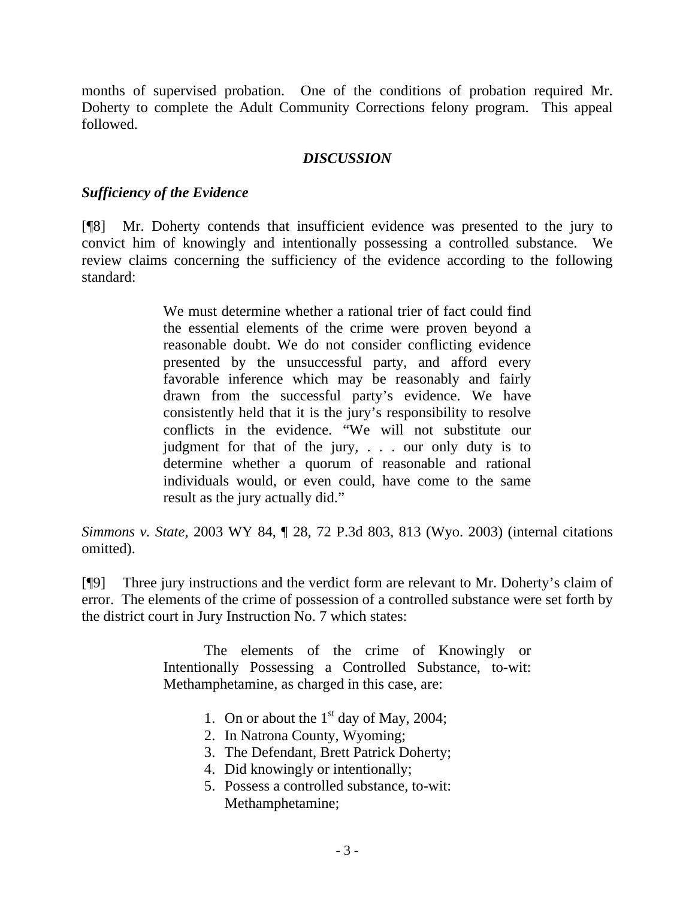months of supervised probation. One of the conditions of probation required Mr. Doherty to complete the Adult Community Corrections felony program. This appeal followed.

## *DISCUSSION*

### *Sufficiency of the Evidence*

[¶8] Mr. Doherty contends that insufficient evidence was presented to the jury to convict him of knowingly and intentionally possessing a controlled substance. We review claims concerning the sufficiency of the evidence according to the following standard:

> We must determine whether a rational trier of fact could find the essential elements of the crime were proven beyond a reasonable doubt. We do not consider conflicting evidence presented by the unsuccessful party, and afford every favorable inference which may be reasonably and fairly drawn from the successful party's evidence. We have consistently held that it is the jury's responsibility to resolve conflicts in the evidence. "We will not substitute our judgment for that of the jury, . . . our only duty is to determine whether a quorum of reasonable and rational individuals would, or even could, have come to the same result as the jury actually did."

*Simmons v. State*, 2003 WY 84, ¶ 28, 72 P.3d 803, 813 (Wyo. 2003) (internal citations omitted).

[¶9] Three jury instructions and the verdict form are relevant to Mr. Doherty's claim of error. The elements of the crime of possession of a controlled substance were set forth by the district court in Jury Instruction No. 7 which states:

> The elements of the crime of Knowingly or Intentionally Possessing a Controlled Substance, to-wit: Methamphetamine, as charged in this case, are:
>
> 1. On or about the 1st day of May, 2004;
> 2. In Natrona County, Wyoming;
> 3. The Defendant, Brett Patrick Doherty;
> 4. Did knowingly or intentionally;
> 5. Possess a controlled substance, to-wit: Methamphetamine;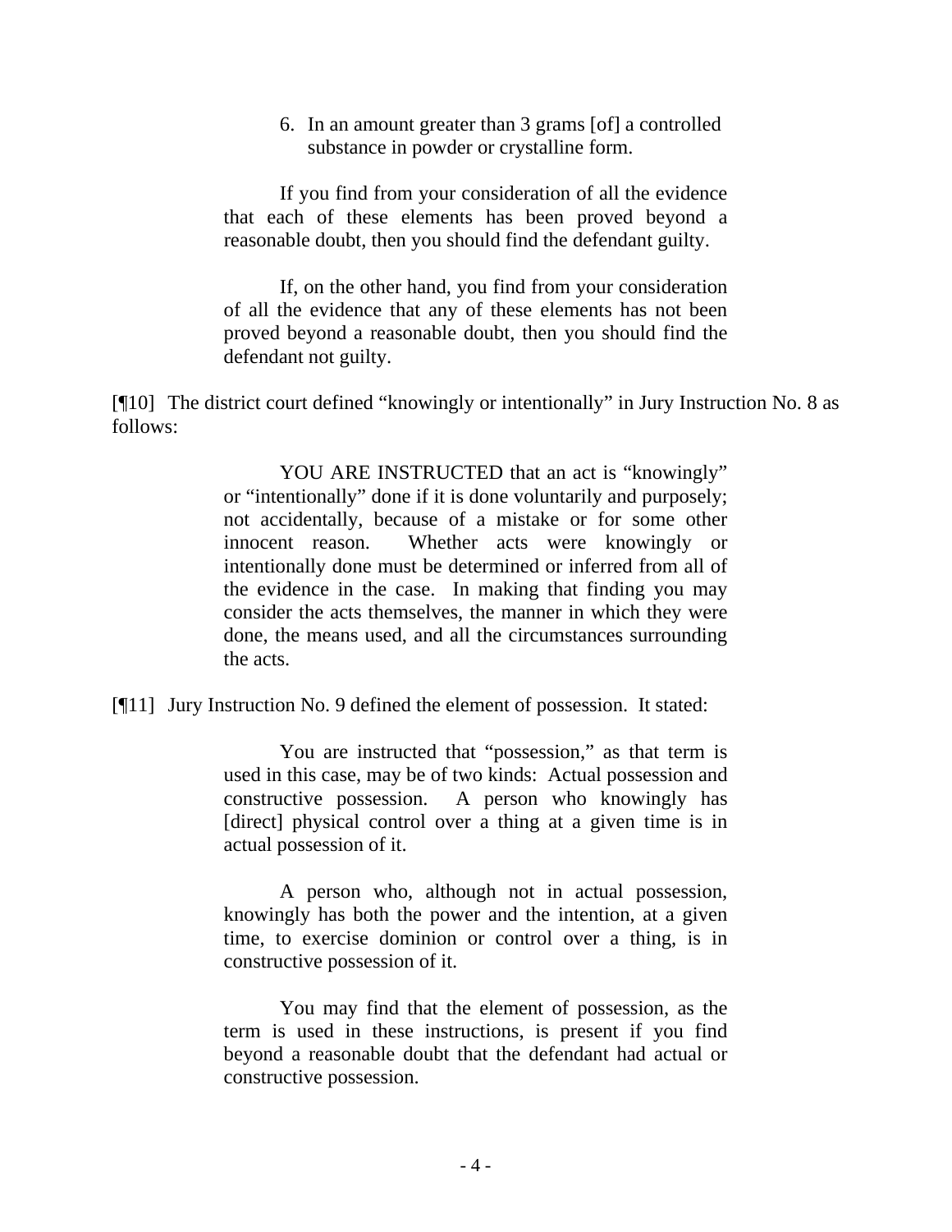> 6. In an amount greater than 3 grams [of] a controlled substance in powder or crystalline form.
>
> If you find from your consideration of all the evidence that each of these elements has been proved beyond a reasonable doubt, then you should find the defendant guilty.
>
> If, on the other hand, you find from your consideration of all the evidence that any of these elements has not been proved beyond a reasonable doubt, then you should find the defendant not guilty.

[¶10] The district court defined "knowingly or intentionally" in Jury Instruction No. 8 as follows:

> YOU ARE INSTRUCTED that an act is "knowingly" or "intentionally" done if it is done voluntarily and purposely; not accidentally, because of a mistake or for some other innocent reason. Whether acts were knowingly or intentionally done must be determined or inferred from all of the evidence in the case. In making that finding you may consider the acts themselves, the manner in which they were done, the means used, and all the circumstances surrounding the acts.

[¶11] Jury Instruction No. 9 defined the element of possession. It stated:

> You are instructed that "possession," as that term is used in this case, may be of two kinds: Actual possession and constructive possession. A person who knowingly has [direct] physical control over a thing at a given time is in actual possession of it.
>
> A person who, although not in actual possession, knowingly has both the power and the intention, at a given time, to exercise dominion or control over a thing, is in constructive possession of it.
>
> You may find that the element of possession, as the term is used in these instructions, is present if you find beyond a reasonable doubt that the defendant had actual or constructive possession.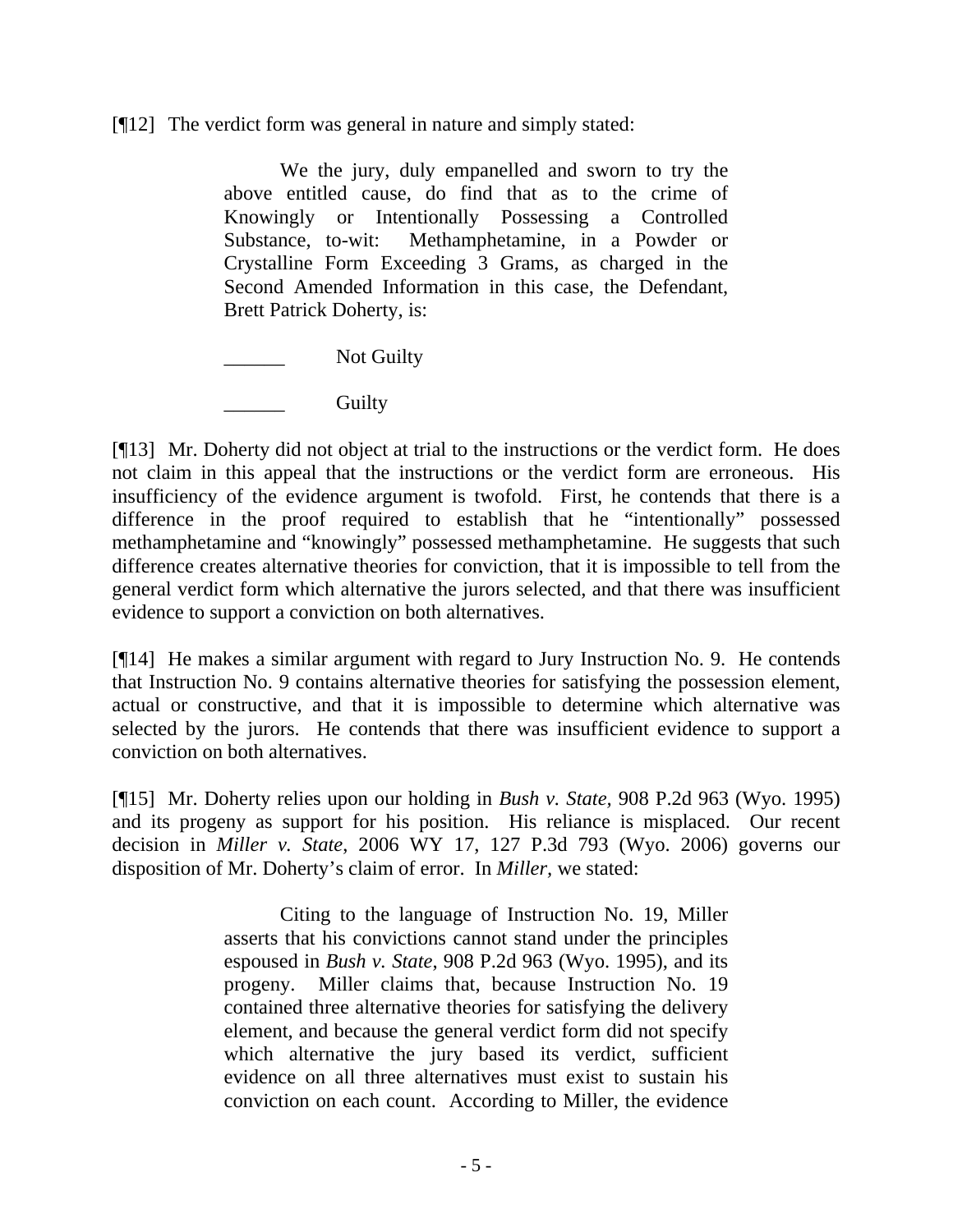[¶12] The verdict form was general in nature and simply stated:

> We the jury, duly empanelled and sworn to try the above entitled cause, do find that as to the crime of Knowingly or Intentionally Possessing a Controlled Substance, to-wit: Methamphetamine, in a Powder or Crystalline Form Exceeding 3 Grams, as charged in the Second Amended Information in this case, the Defendant, Brett Patrick Doherty, is:
>
> ______ Not Guilty
>
> ______ Guilty

[¶13] Mr. Doherty did not object at trial to the instructions or the verdict form. He does not claim in this appeal that the instructions or the verdict form are erroneous. His insufficiency of the evidence argument is twofold. First, he contends that there is a difference in the proof required to establish that he "intentionally" possessed methamphetamine and "knowingly" possessed methamphetamine. He suggests that such difference creates alternative theories for conviction, that it is impossible to tell from the general verdict form which alternative the jurors selected, and that there was insufficient evidence to support a conviction on both alternatives.

[¶14] He makes a similar argument with regard to Jury Instruction No. 9. He contends that Instruction No. 9 contains alternative theories for satisfying the possession element, actual or constructive, and that it is impossible to determine which alternative was selected by the jurors. He contends that there was insufficient evidence to support a conviction on both alternatives.

[¶15] Mr. Doherty relies upon our holding in *Bush v. State*, 908 P.2d 963 (Wyo. 1995) and its progeny as support for his position. His reliance is misplaced. Our recent decision in *Miller v. State*, 2006 WY 17, 127 P.3d 793 (Wyo. 2006) governs our disposition of Mr. Doherty's claim of error. In *Miller*, we stated:

> Citing to the language of Instruction No. 19, Miller asserts that his convictions cannot stand under the principles espoused in *Bush v. State*, 908 P.2d 963 (Wyo. 1995), and its progeny. Miller claims that, because Instruction No. 19 contained three alternative theories for satisfying the delivery element, and because the general verdict form did not specify which alternative the jury based its verdict, sufficient evidence on all three alternatives must exist to sustain his conviction on each count. According to Miller, the evidence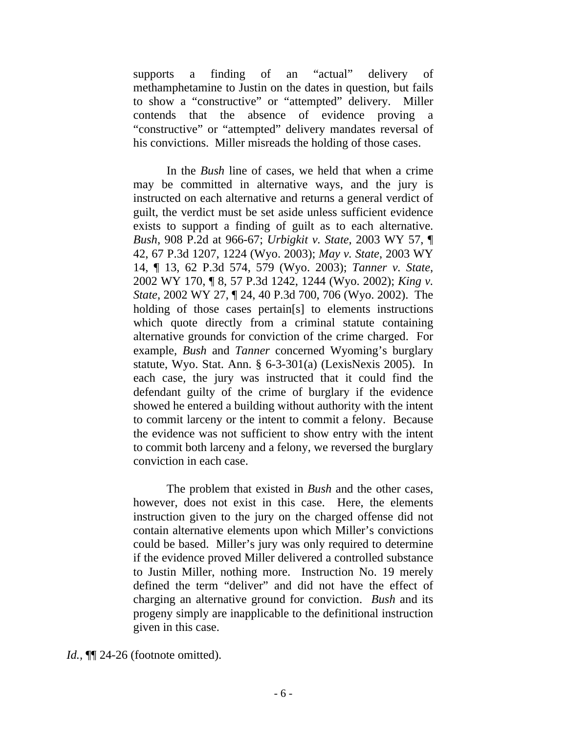> supports a finding of an "actual" delivery of methamphetamine to Justin on the dates in question, but fails to show a "constructive" or "attempted" delivery. Miller contends that the absence of evidence proving a "constructive" or "attempted" delivery mandates reversal of his convictions. Miller misreads the holding of those cases.
>
> In the *Bush* line of cases, we held that when a crime may be committed in alternative ways, and the jury is instructed on each alternative and returns a general verdict of guilt, the verdict must be set aside unless sufficient evidence exists to support a finding of guilt as to each alternative. *Bush*, 908 P.2d at 966-67; *Urbigkit v. State*, 2003 WY 57, ¶ 42, 67 P.3d 1207, 1224 (Wyo. 2003); *May v. State*, 2003 WY 14, ¶ 13, 62 P.3d 574, 579 (Wyo. 2003); *Tanner v. State*, 2002 WY 170, ¶ 8, 57 P.3d 1242, 1244 (Wyo. 2002); *King v. State*, 2002 WY 27, ¶ 24, 40 P.3d 700, 706 (Wyo. 2002). The holding of those cases pertain[s] to elements instructions which quote directly from a criminal statute containing alternative grounds for conviction of the crime charged. For example, *Bush* and *Tanner* concerned Wyoming's burglary statute, Wyo. Stat. Ann. § 6-3-301(a) (LexisNexis 2005). In each case, the jury was instructed that it could find the defendant guilty of the crime of burglary if the evidence showed he entered a building without authority with the intent to commit larceny or the intent to commit a felony. Because the evidence was not sufficient to show entry with the intent to commit both larceny and a felony, we reversed the burglary conviction in each case.
>
> The problem that existed in *Bush* and the other cases, however, does not exist in this case. Here, the elements instruction given to the jury on the charged offense did not contain alternative elements upon which Miller's convictions could be based. Miller's jury was only required to determine if the evidence proved Miller delivered a controlled substance to Justin Miller, nothing more. Instruction No. 19 merely defined the term "deliver" and did not have the effect of charging an alternative ground for conviction. *Bush* and its progeny simply are inapplicable to the definitional instruction given in this case.

*Id.*, ¶¶ 24-26 (footnote omitted).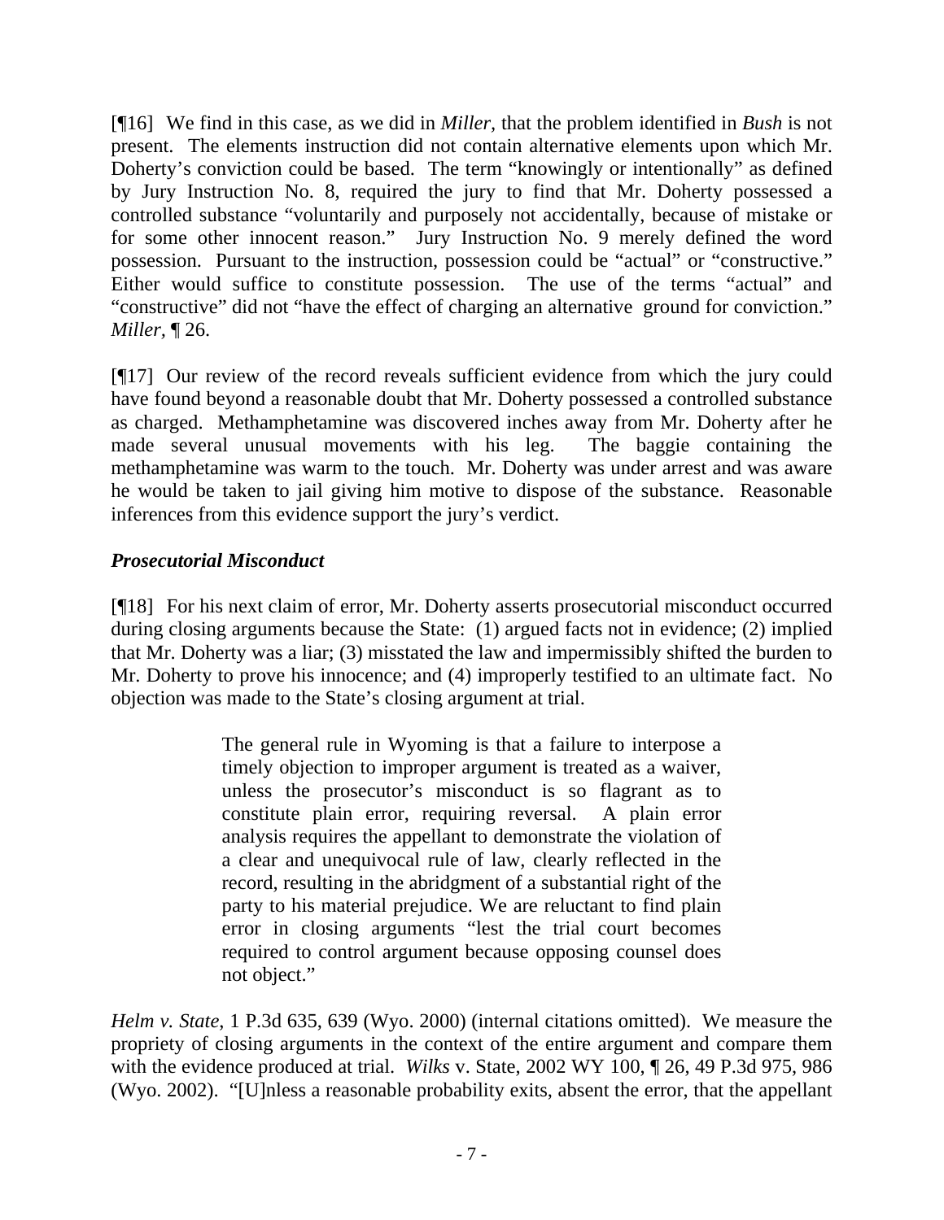[¶16] We find in this case, as we did in *Miller,* that the problem identified in *Bush* is not present. The elements instruction did not contain alternative elements upon which Mr. Doherty's conviction could be based. The term "knowingly or intentionally" as defined by Jury Instruction No. 8, required the jury to find that Mr. Doherty possessed a controlled substance "voluntarily and purposely not accidentally, because of mistake or for some other innocent reason." Jury Instruction No. 9 merely defined the word possession. Pursuant to the instruction, possession could be "actual" or "constructive." Either would suffice to constitute possession. The use of the terms "actual" and "constructive" did not "have the effect of charging an alternative ground for conviction." *Miller,* ¶ 26.

[¶17] Our review of the record reveals sufficient evidence from which the jury could have found beyond a reasonable doubt that Mr. Doherty possessed a controlled substance as charged. Methamphetamine was discovered inches away from Mr. Doherty after he made several unusual movements with his leg. The baggie containing the methamphetamine was warm to the touch. Mr. Doherty was under arrest and was aware he would be taken to jail giving him motive to dispose of the substance. Reasonable inferences from this evidence support the jury's verdict.

### *Prosecutorial Misconduct*

[¶18] For his next claim of error, Mr. Doherty asserts prosecutorial misconduct occurred during closing arguments because the State: (1) argued facts not in evidence; (2) implied that Mr. Doherty was a liar; (3) misstated the law and impermissibly shifted the burden to Mr. Doherty to prove his innocence; and (4) improperly testified to an ultimate fact. No objection was made to the State's closing argument at trial.

> The general rule in Wyoming is that a failure to interpose a timely objection to improper argument is treated as a waiver, unless the prosecutor's misconduct is so flagrant as to constitute plain error, requiring reversal. A plain error analysis requires the appellant to demonstrate the violation of a clear and unequivocal rule of law, clearly reflected in the record, resulting in the abridgment of a substantial right of the party to his material prejudice. We are reluctant to find plain error in closing arguments "lest the trial court becomes required to control argument because opposing counsel does not object."

*Helm v. State*, 1 P.3d 635, 639 (Wyo. 2000) (internal citations omitted). We measure the propriety of closing arguments in the context of the entire argument and compare them with the evidence produced at trial. *Wilks* v. State, 2002 WY 100, ¶ 26, 49 P.3d 975, 986 (Wyo. 2002). "[U]nless a reasonable probability exits, absent the error, that the appellant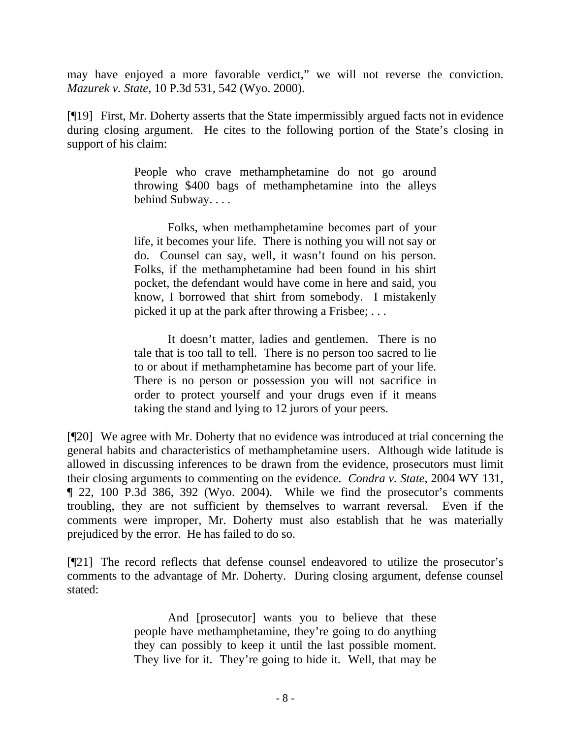may have enjoyed a more favorable verdict," we will not reverse the conviction. *Mazurek v. State*, 10 P.3d 531, 542 (Wyo. 2000).

[¶19] First, Mr. Doherty asserts that the State impermissibly argued facts not in evidence during closing argument. He cites to the following portion of the State's closing in support of his claim:

> People who crave methamphetamine do not go around throwing $400 bags of methamphetamine into the alleys behind Subway. . . .
>
> Folks, when methamphetamine becomes part of your life, it becomes your life. There is nothing you will not say or do. Counsel can say, well, it wasn't found on his person. Folks, if the methamphetamine had been found in his shirt pocket, the defendant would have come in here and said, you know, I borrowed that shirt from somebody. I mistakenly picked it up at the park after throwing a Frisbee; . . .
>
> It doesn't matter, ladies and gentlemen. There is no tale that is too tall to tell. There is no person too sacred to lie to or about if methamphetamine has become part of your life. There is no person or possession you will not sacrifice in order to protect yourself and your drugs even if it means taking the stand and lying to 12 jurors of your peers.

[¶20] We agree with Mr. Doherty that no evidence was introduced at trial concerning the general habits and characteristics of methamphetamine users. Although wide latitude is allowed in discussing inferences to be drawn from the evidence, prosecutors must limit their closing arguments to commenting on the evidence. *Condra v. State*, 2004 WY 131, ¶ 22, 100 P.3d 386, 392 (Wyo. 2004). While we find the prosecutor's comments troubling, they are not sufficient by themselves to warrant reversal. Even if the comments were improper, Mr. Doherty must also establish that he was materially prejudiced by the error. He has failed to do so.

[¶21] The record reflects that defense counsel endeavored to utilize the prosecutor's comments to the advantage of Mr. Doherty. During closing argument, defense counsel stated:

> And [prosecutor] wants you to believe that these people have methamphetamine, they're going to do anything they can possibly to keep it until the last possible moment. They live for it. They're going to hide it. Well, that may be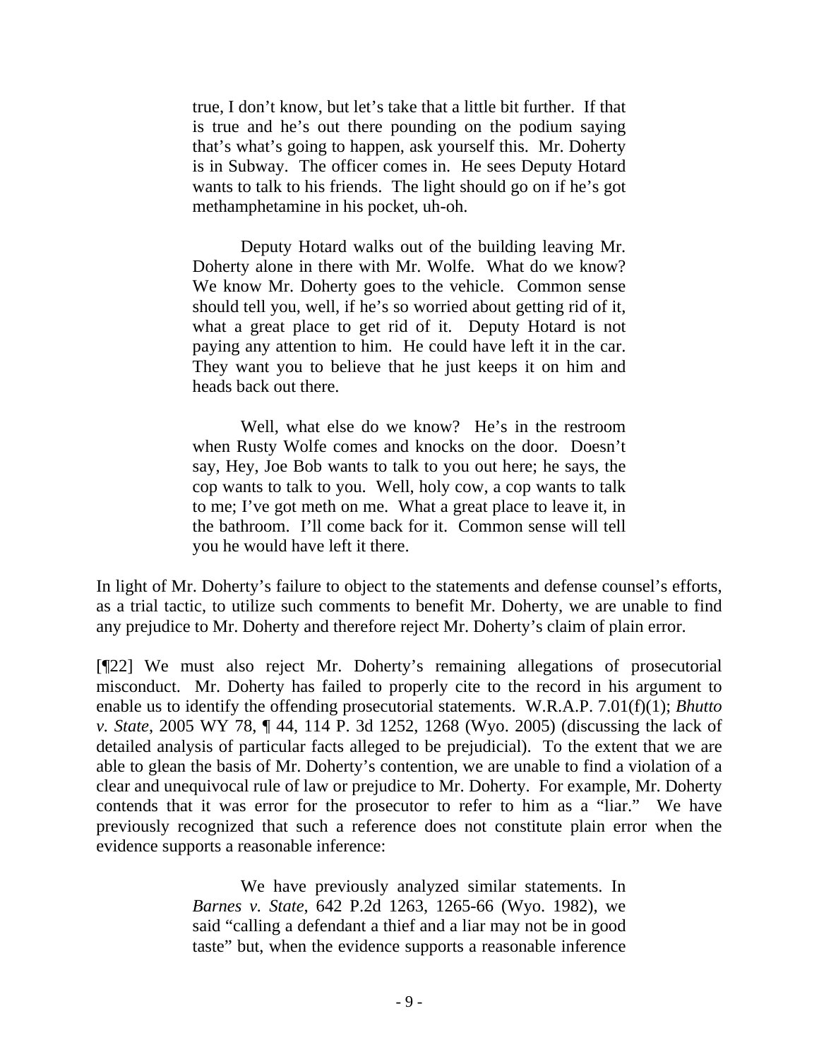> true, I don't know, but let's take that a little bit further. If that is true and he's out there pounding on the podium saying that's what's going to happen, ask yourself this. Mr. Doherty is in Subway. The officer comes in. He sees Deputy Hotard wants to talk to his friends. The light should go on if he's got methamphetamine in his pocket, uh-oh.
>
> Deputy Hotard walks out of the building leaving Mr. Doherty alone in there with Mr. Wolfe. What do we know? We know Mr. Doherty goes to the vehicle. Common sense should tell you, well, if he's so worried about getting rid of it, what a great place to get rid of it. Deputy Hotard is not paying any attention to him. He could have left it in the car. They want you to believe that he just keeps it on him and heads back out there.
>
> Well, what else do we know? He's in the restroom when Rusty Wolfe comes and knocks on the door. Doesn't say, Hey, Joe Bob wants to talk to you out here; he says, the cop wants to talk to you. Well, holy cow, a cop wants to talk to me; I've got meth on me. What a great place to leave it, in the bathroom. I'll come back for it. Common sense will tell you he would have left it there.

In light of Mr. Doherty's failure to object to the statements and defense counsel's efforts, as a trial tactic, to utilize such comments to benefit Mr. Doherty, we are unable to find any prejudice to Mr. Doherty and therefore reject Mr. Doherty's claim of plain error.

[¶22] We must also reject Mr. Doherty's remaining allegations of prosecutorial misconduct. Mr. Doherty has failed to properly cite to the record in his argument to enable us to identify the offending prosecutorial statements. W.R.A.P. 7.01(f)(1); *Bhutto v. State*, 2005 WY 78, ¶ 44, 114 P. 3d 1252, 1268 (Wyo. 2005) (discussing the lack of detailed analysis of particular facts alleged to be prejudicial). To the extent that we are able to glean the basis of Mr. Doherty's contention, we are unable to find a violation of a clear and unequivocal rule of law or prejudice to Mr. Doherty. For example, Mr. Doherty contends that it was error for the prosecutor to refer to him as a "liar." We have previously recognized that such a reference does not constitute plain error when the evidence supports a reasonable inference:

> We have previously analyzed similar statements. In *Barnes v. State*, 642 P.2d 1263, 1265-66 (Wyo. 1982), we said "calling a defendant a thief and a liar may not be in good taste" but, when the evidence supports a reasonable inference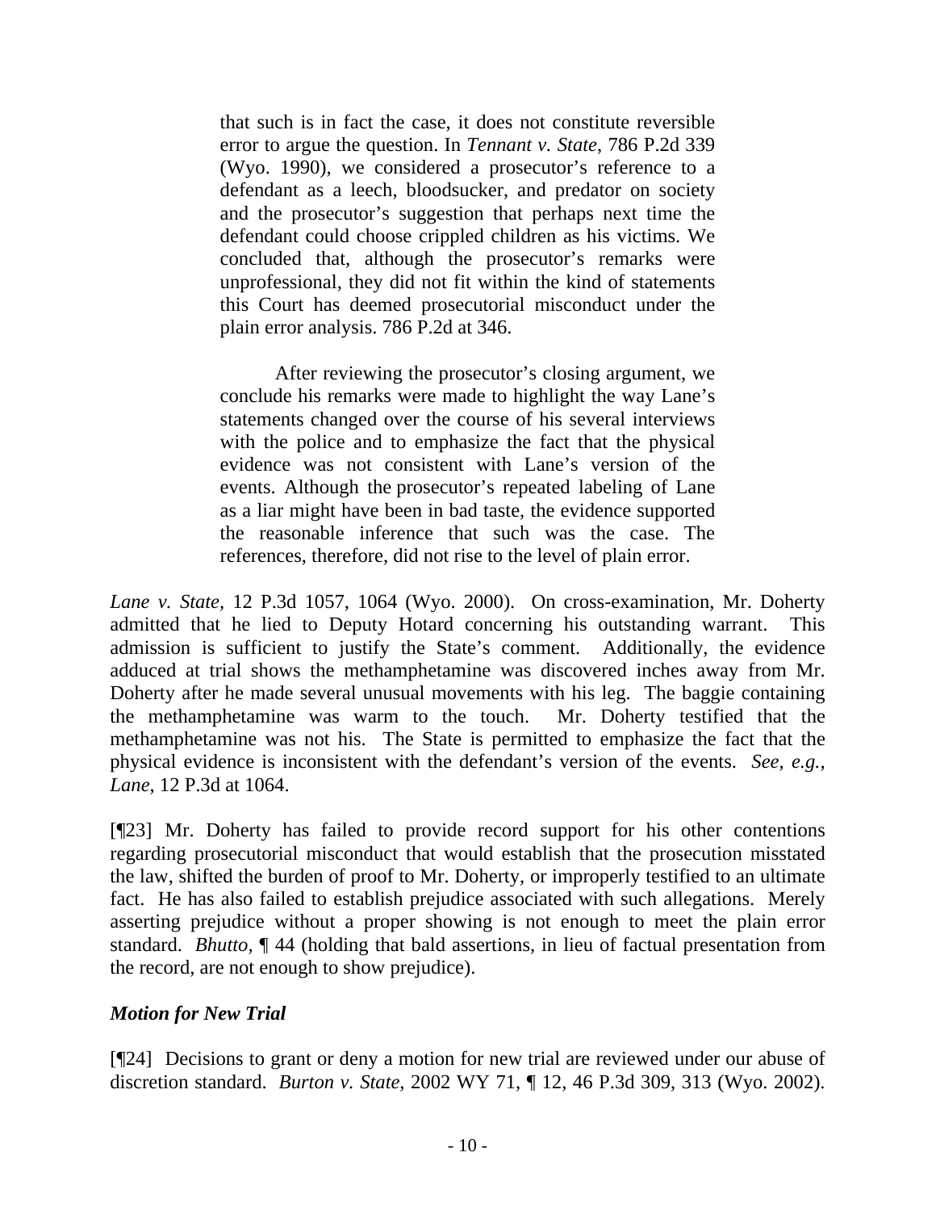> that such is in fact the case, it does not constitute reversible error to argue the question. In *Tennant v. State*, 786 P.2d 339 (Wyo. 1990), we considered a prosecutor's reference to a defendant as a leech, bloodsucker, and predator on society and the prosecutor's suggestion that perhaps next time the defendant could choose crippled children as his victims. We concluded that, although the prosecutor's remarks were unprofessional, they did not fit within the kind of statements this Court has deemed prosecutorial misconduct under the plain error analysis. 786 P.2d at 346.
>
> After reviewing the prosecutor's closing argument, we conclude his remarks were made to highlight the way Lane's statements changed over the course of his several interviews with the police and to emphasize the fact that the physical evidence was not consistent with Lane's version of the events. Although the prosecutor's repeated labeling of Lane as a liar might have been in bad taste, the evidence supported the reasonable inference that such was the case. The references, therefore, did not rise to the level of plain error.

*Lane v. State*, 12 P.3d 1057, 1064 (Wyo. 2000). On cross-examination, Mr. Doherty admitted that he lied to Deputy Hotard concerning his outstanding warrant. This admission is sufficient to justify the State's comment. Additionally, the evidence adduced at trial shows the methamphetamine was discovered inches away from Mr. Doherty after he made several unusual movements with his leg. The baggie containing the methamphetamine was warm to the touch. Mr. Doherty testified that the methamphetamine was not his. The State is permitted to emphasize the fact that the physical evidence is inconsistent with the defendant's version of the events. *See, e.g.*, *Lane*, 12 P.3d at 1064.

[¶23] Mr. Doherty has failed to provide record support for his other contentions regarding prosecutorial misconduct that would establish that the prosecution misstated the law, shifted the burden of proof to Mr. Doherty, or improperly testified to an ultimate fact. He has also failed to establish prejudice associated with such allegations. Merely asserting prejudice without a proper showing is not enough to meet the plain error standard. *Bhutto*, ¶ 44 (holding that bald assertions, in lieu of factual presentation from the record, are not enough to show prejudice).

### *Motion for New Trial*

[¶24] Decisions to grant or deny a motion for new trial are reviewed under our abuse of discretion standard. *Burton v. State*, 2002 WY 71, ¶ 12, 46 P.3d 309, 313 (Wyo. 2002).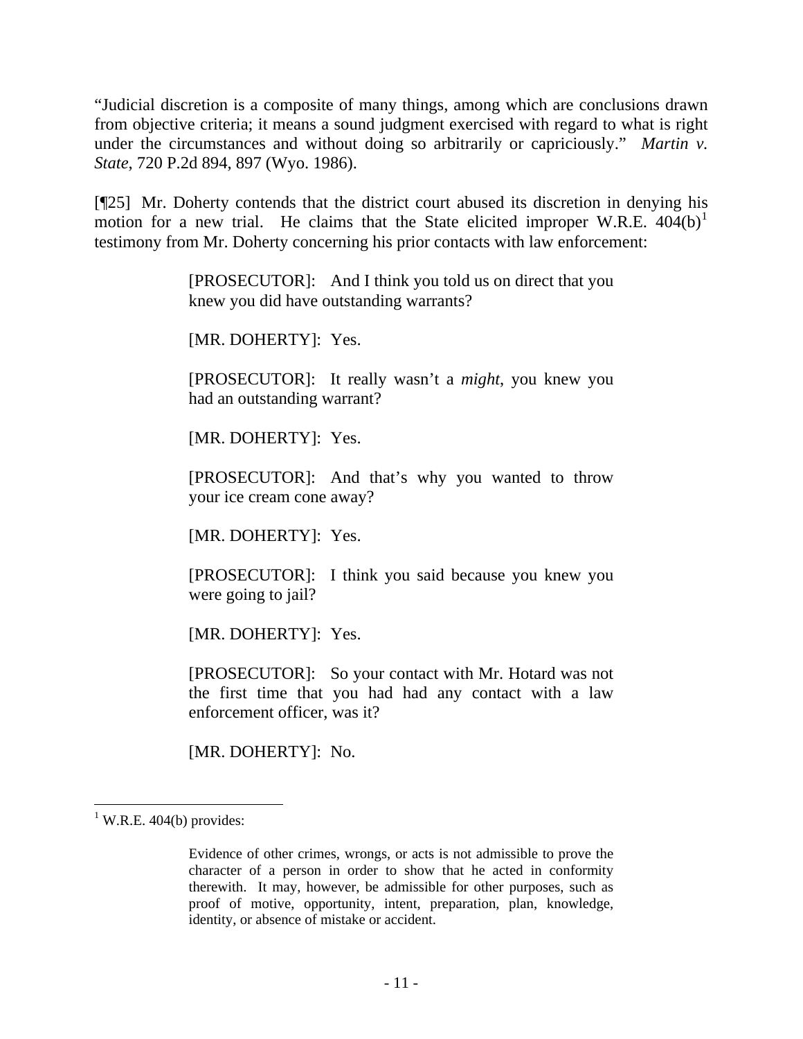"Judicial discretion is a composite of many things, among which are conclusions drawn from objective criteria; it means a sound judgment exercised with regard to what is right under the circumstances and without doing so arbitrarily or capriciously." *Martin v. State*, 720 P.2d 894, 897 (Wyo. 1986).

[¶25] Mr. Doherty contends that the district court abused its discretion in denying his motion for a new trial. He claims that the State elicited improper W.R.E. 404(b)[1] testimony from Mr. Doherty concerning his prior contacts with law enforcement:

> [PROSECUTOR]: And I think you told us on direct that you knew you did have outstanding warrants?
>
> [MR. DOHERTY]: Yes.
>
> [PROSECUTOR]: It really wasn't a *might*, you knew you had an outstanding warrant?
>
> [MR. DOHERTY]: Yes.
>
> [PROSECUTOR]: And that's why you wanted to throw your ice cream cone away?
>
> [MR. DOHERTY]: Yes.
>
> [PROSECUTOR]: I think you said because you knew you were going to jail?
>
> [MR. DOHERTY]: Yes.
>
> [PROSECUTOR]: So your contact with Mr. Hotard was not the first time that you had had any contact with a law enforcement officer, was it?
>
> [MR. DOHERTY]: No.

---

[1] W.R.E. 404(b) provides:

> Evidence of other crimes, wrongs, or acts is not admissible to prove the character of a person in order to show that he acted in conformity therewith. It may, however, be admissible for other purposes, such as proof of motive, opportunity, intent, preparation, plan, knowledge, identity, or absence of mistake or accident.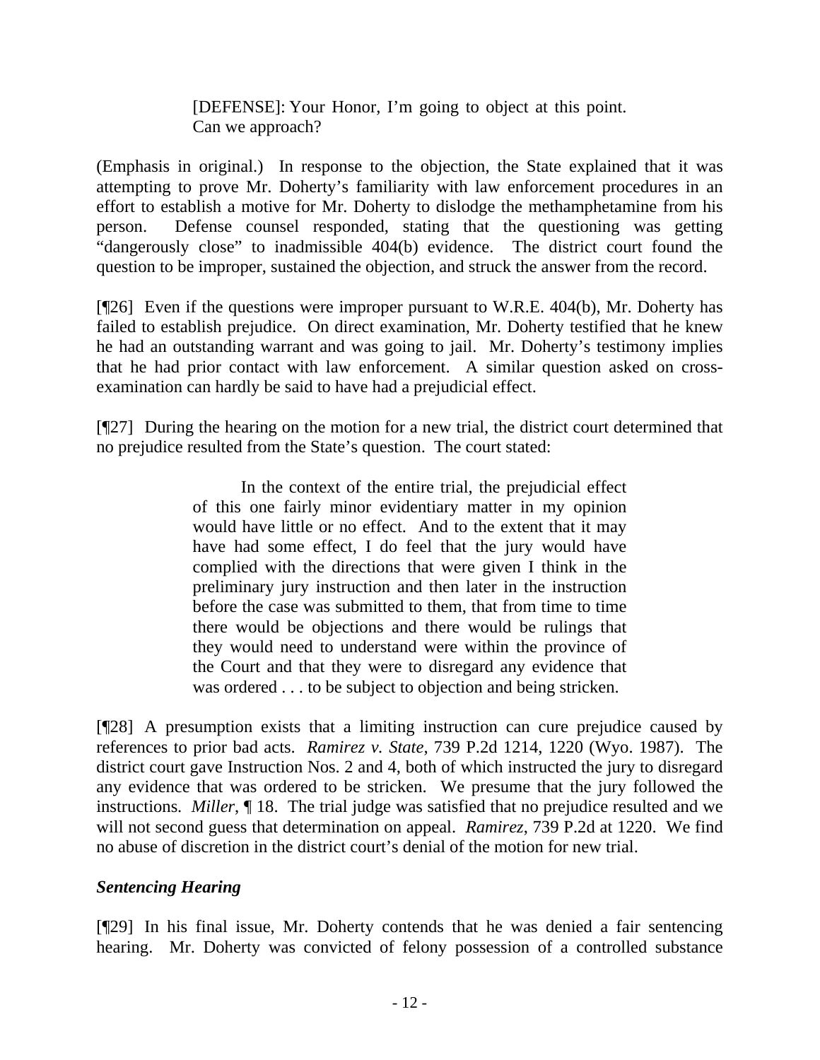> [DEFENSE]: Your Honor, I'm going to object at this point. Can we approach?

(Emphasis in original.) In response to the objection, the State explained that it was attempting to prove Mr. Doherty's familiarity with law enforcement procedures in an effort to establish a motive for Mr. Doherty to dislodge the methamphetamine from his person. Defense counsel responded, stating that the questioning was getting "dangerously close" to inadmissible 404(b) evidence. The district court found the question to be improper, sustained the objection, and struck the answer from the record.

[¶26] Even if the questions were improper pursuant to W.R.E. 404(b), Mr. Doherty has failed to establish prejudice. On direct examination, Mr. Doherty testified that he knew he had an outstanding warrant and was going to jail. Mr. Doherty's testimony implies that he had prior contact with law enforcement. A similar question asked on cross-examination can hardly be said to have had a prejudicial effect.

[¶27] During the hearing on the motion for a new trial, the district court determined that no prejudice resulted from the State's question. The court stated:

> In the context of the entire trial, the prejudicial effect of this one fairly minor evidentiary matter in my opinion would have little or no effect. And to the extent that it may have had some effect, I do feel that the jury would have complied with the directions that were given I think in the preliminary jury instruction and then later in the instruction before the case was submitted to them, that from time to time there would be objections and there would be rulings that they would need to understand were within the province of the Court and that they were to disregard any evidence that was ordered . . . to be subject to objection and being stricken.

[¶28] A presumption exists that a limiting instruction can cure prejudice caused by references to prior bad acts. *Ramirez v. State*, 739 P.2d 1214, 1220 (Wyo. 1987). The district court gave Instruction Nos. 2 and 4, both of which instructed the jury to disregard any evidence that was ordered to be stricken. We presume that the jury followed the instructions. *Miller*, ¶ 18. The trial judge was satisfied that no prejudice resulted and we will not second guess that determination on appeal. *Ramirez*, 739 P.2d at 1220. We find no abuse of discretion in the district court's denial of the motion for new trial.

### *Sentencing Hearing*

[¶29] In his final issue, Mr. Doherty contends that he was denied a fair sentencing hearing. Mr. Doherty was convicted of felony possession of a controlled substance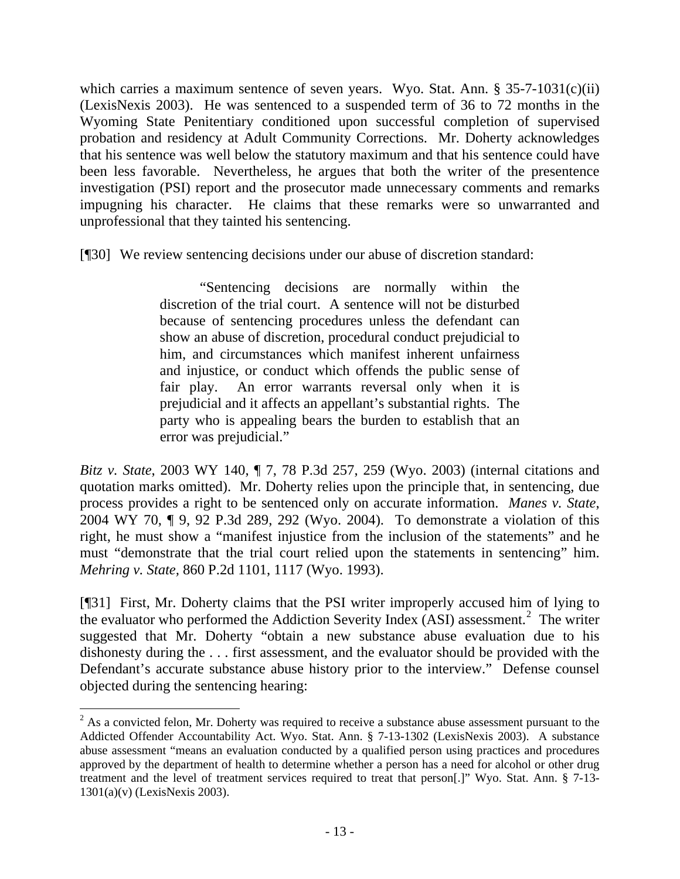which carries a maximum sentence of seven years. Wyo. Stat. Ann. § 35-7-1031(c)(ii) (LexisNexis 2003). He was sentenced to a suspended term of 36 to 72 months in the Wyoming State Penitentiary conditioned upon successful completion of supervised probation and residency at Adult Community Corrections. Mr. Doherty acknowledges that his sentence was well below the statutory maximum and that his sentence could have been less favorable. Nevertheless, he argues that both the writer of the presentence investigation (PSI) report and the prosecutor made unnecessary comments and remarks impugning his character. He claims that these remarks were so unwarranted and unprofessional that they tainted his sentencing.

[¶30] We review sentencing decisions under our abuse of discretion standard:

> "Sentencing decisions are normally within the discretion of the trial court. A sentence will not be disturbed because of sentencing procedures unless the defendant can show an abuse of discretion, procedural conduct prejudicial to him, and circumstances which manifest inherent unfairness and injustice, or conduct which offends the public sense of fair play. An error warrants reversal only when it is prejudicial and it affects an appellant's substantial rights. The party who is appealing bears the burden to establish that an error was prejudicial."

*Bitz v. State*, 2003 WY 140, ¶ 7, 78 P.3d 257, 259 (Wyo. 2003) (internal citations and quotation marks omitted). Mr. Doherty relies upon the principle that, in sentencing, due process provides a right to be sentenced only on accurate information. *Manes v. State*, 2004 WY 70, ¶ 9, 92 P.3d 289, 292 (Wyo. 2004). To demonstrate a violation of this right, he must show a "manifest injustice from the inclusion of the statements" and he must "demonstrate that the trial court relied upon the statements in sentencing" him. *Mehring v. State*, 860 P.2d 1101, 1117 (Wyo. 1993).

[¶31] First, Mr. Doherty claims that the PSI writer improperly accused him of lying to the evaluator who performed the Addiction Severity Index (ASI) assessment.[2] The writer suggested that Mr. Doherty "obtain a new substance abuse evaluation due to his dishonesty during the . . . first assessment, and the evaluator should be provided with the Defendant's accurate substance abuse history prior to the interview." Defense counsel objected during the sentencing hearing:

---

[2] As a convicted felon, Mr. Doherty was required to receive a substance abuse assessment pursuant to the Addicted Offender Accountability Act. Wyo. Stat. Ann. § 7-13-1302 (LexisNexis 2003). A substance abuse assessment "means an evaluation conducted by a qualified person using practices and procedures approved by the department of health to determine whether a person has a need for alcohol or other drug treatment and the level of treatment services required to treat that person[.]" Wyo. Stat. Ann. § 7-13-1301(a)(v) (LexisNexis 2003).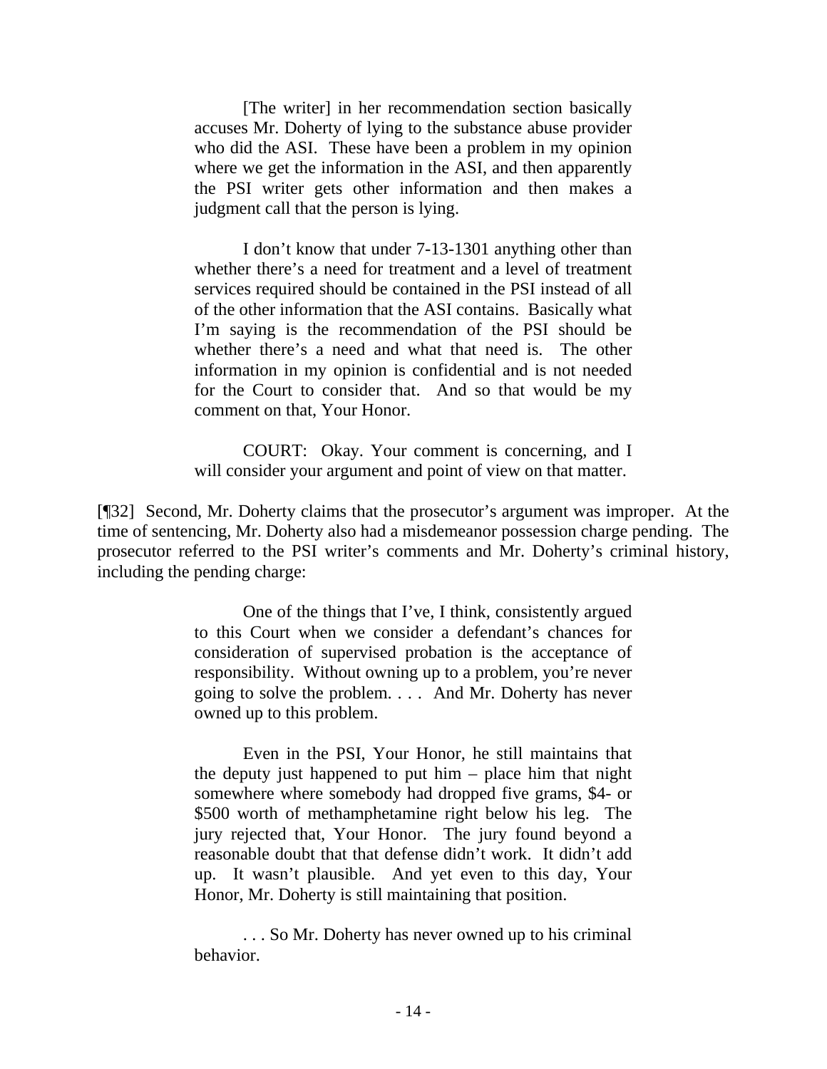> [The writer] in her recommendation section basically accuses Mr. Doherty of lying to the substance abuse provider who did the ASI. These have been a problem in my opinion where we get the information in the ASI, and then apparently the PSI writer gets other information and then makes a judgment call that the person is lying.
>
> I don't know that under 7-13-1301 anything other than whether there's a need for treatment and a level of treatment services required should be contained in the PSI instead of all of the other information that the ASI contains. Basically what I'm saying is the recommendation of the PSI should be whether there's a need and what that need is. The other information in my opinion is confidential and is not needed for the Court to consider that. And so that would be my comment on that, Your Honor.
>
> COURT: Okay. Your comment is concerning, and I will consider your argument and point of view on that matter.

[¶32] Second, Mr. Doherty claims that the prosecutor's argument was improper. At the time of sentencing, Mr. Doherty also had a misdemeanor possession charge pending. The prosecutor referred to the PSI writer's comments and Mr. Doherty's criminal history, including the pending charge:

> One of the things that I've, I think, consistently argued to this Court when we consider a defendant's chances for consideration of supervised probation is the acceptance of responsibility. Without owning up to a problem, you're never going to solve the problem. . . . And Mr. Doherty has never owned up to this problem.
>
> Even in the PSI, Your Honor, he still maintains that the deputy just happened to put him – place him that night somewhere where somebody had dropped five grams, $4- or $500 worth of methamphetamine right below his leg. The jury rejected that, Your Honor. The jury found beyond a reasonable doubt that that defense didn't work. It didn't add up. It wasn't plausible. And yet even to this day, Your Honor, Mr. Doherty is still maintaining that position.
>
> . . . So Mr. Doherty has never owned up to his criminal behavior.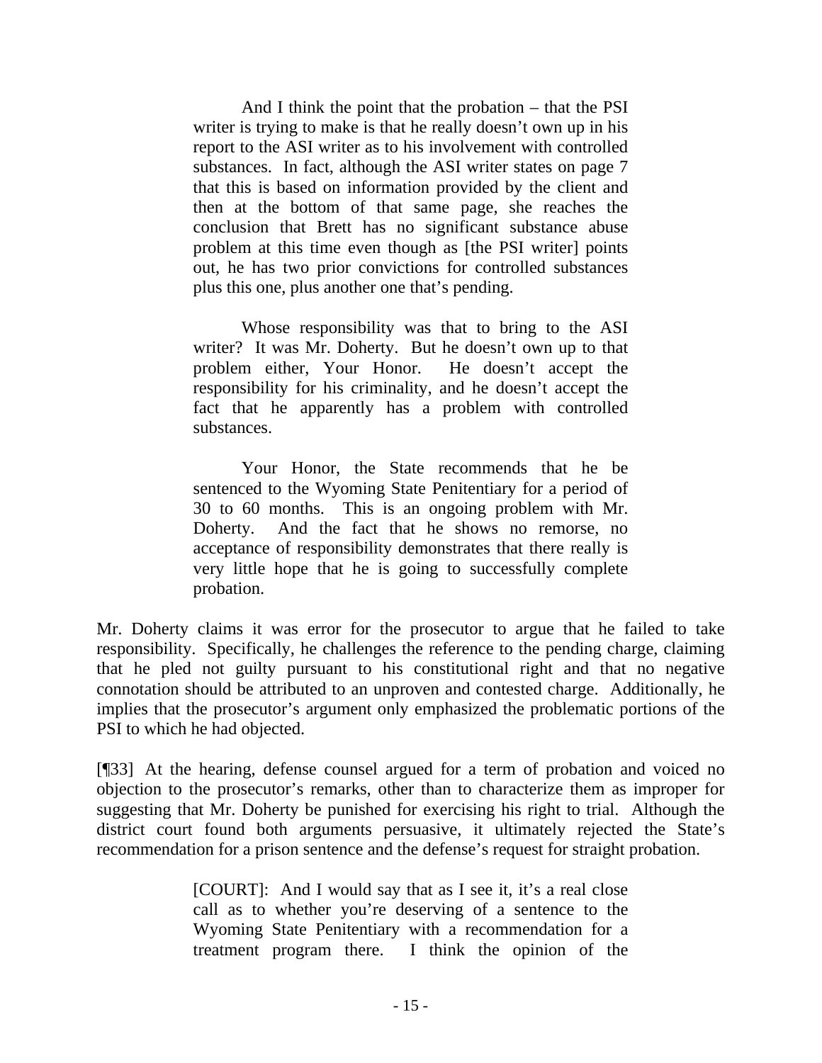> And I think the point that the probation – that the PSI writer is trying to make is that he really doesn't own up in his report to the ASI writer as to his involvement with controlled substances. In fact, although the ASI writer states on page 7 that this is based on information provided by the client and then at the bottom of that same page, she reaches the conclusion that Brett has no significant substance abuse problem at this time even though as [the PSI writer] points out, he has two prior convictions for controlled substances plus this one, plus another one that's pending.
>
> Whose responsibility was that to bring to the ASI writer? It was Mr. Doherty. But he doesn't own up to that problem either, Your Honor. He doesn't accept the responsibility for his criminality, and he doesn't accept the fact that he apparently has a problem with controlled substances.
>
> Your Honor, the State recommends that he be sentenced to the Wyoming State Penitentiary for a period of 30 to 60 months. This is an ongoing problem with Mr. Doherty. And the fact that he shows no remorse, no acceptance of responsibility demonstrates that there really is very little hope that he is going to successfully complete probation.

Mr. Doherty claims it was error for the prosecutor to argue that he failed to take responsibility. Specifically, he challenges the reference to the pending charge, claiming that he pled not guilty pursuant to his constitutional right and that no negative connotation should be attributed to an unproven and contested charge. Additionally, he implies that the prosecutor's argument only emphasized the problematic portions of the PSI to which he had objected.

[¶33] At the hearing, defense counsel argued for a term of probation and voiced no objection to the prosecutor's remarks, other than to characterize them as improper for suggesting that Mr. Doherty be punished for exercising his right to trial. Although the district court found both arguments persuasive, it ultimately rejected the State's recommendation for a prison sentence and the defense's request for straight probation.

> [COURT]: And I would say that as I see it, it's a real close call as to whether you're deserving of a sentence to the Wyoming State Penitentiary with a recommendation for a treatment program there. I think the opinion of the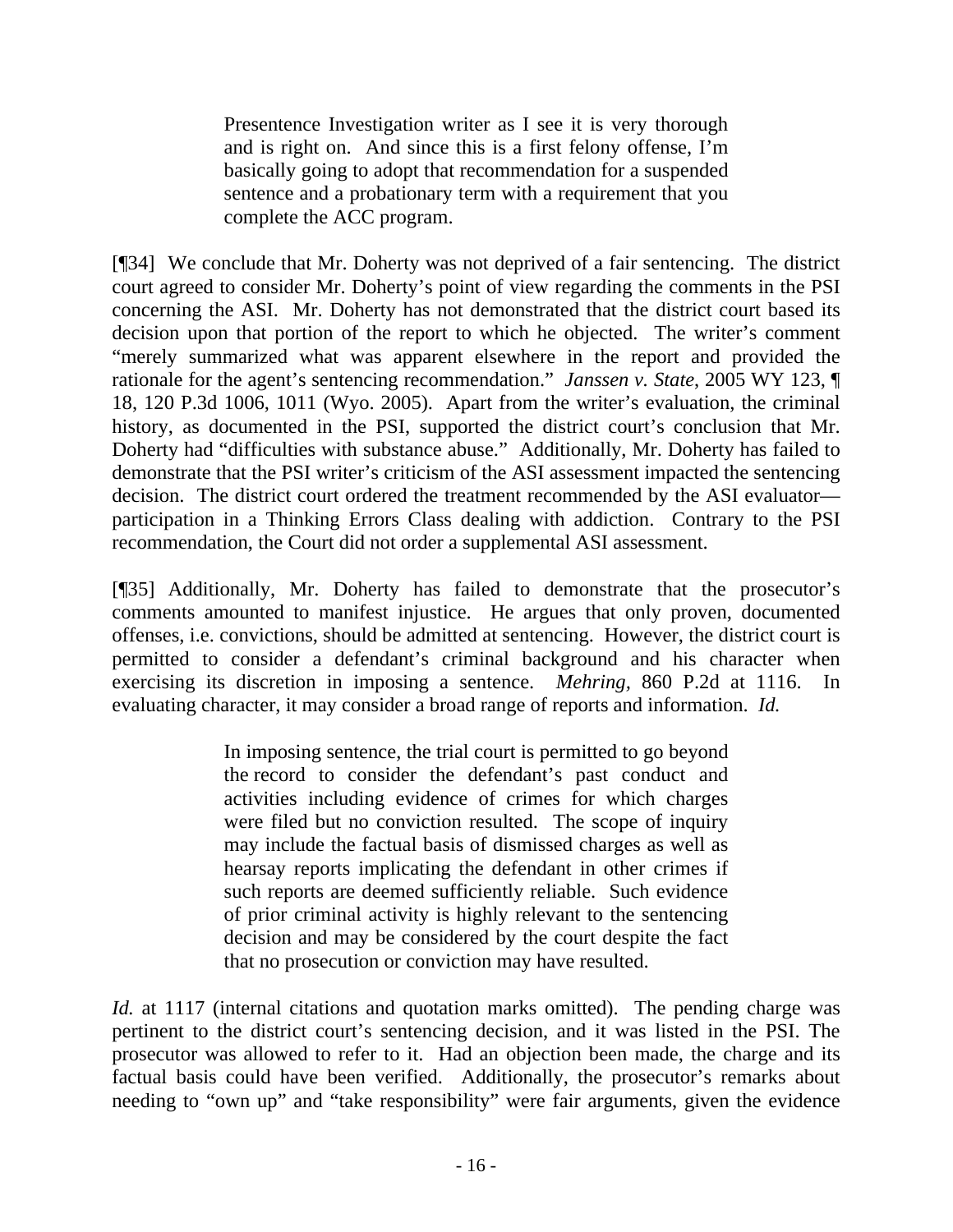> Presentence Investigation writer as I see it is very thorough and is right on. And since this is a first felony offense, I'm basically going to adopt that recommendation for a suspended sentence and a probationary term with a requirement that you complete the ACC program.

[¶34] We conclude that Mr. Doherty was not deprived of a fair sentencing. The district court agreed to consider Mr. Doherty's point of view regarding the comments in the PSI concerning the ASI. Mr. Doherty has not demonstrated that the district court based its decision upon that portion of the report to which he objected. The writer's comment "merely summarized what was apparent elsewhere in the report and provided the rationale for the agent's sentencing recommendation." *Janssen v. State*, 2005 WY 123, ¶ 18, 120 P.3d 1006, 1011 (Wyo. 2005). Apart from the writer's evaluation, the criminal history, as documented in the PSI, supported the district court's conclusion that Mr. Doherty had "difficulties with substance abuse." Additionally, Mr. Doherty has failed to demonstrate that the PSI writer's criticism of the ASI assessment impacted the sentencing decision. The district court ordered the treatment recommended by the ASI evaluator—participation in a Thinking Errors Class dealing with addiction. Contrary to the PSI recommendation, the Court did not order a supplemental ASI assessment.

[¶35] Additionally, Mr. Doherty has failed to demonstrate that the prosecutor's comments amounted to manifest injustice. He argues that only proven, documented offenses, i.e. convictions, should be admitted at sentencing. However, the district court is permitted to consider a defendant's criminal background and his character when exercising its discretion in imposing a sentence. *Mehring,* 860 P.2d at 1116. In evaluating character, it may consider a broad range of reports and information. *Id.*

> In imposing sentence, the trial court is permitted to go beyond the record to consider the defendant's past conduct and activities including evidence of crimes for which charges were filed but no conviction resulted. The scope of inquiry may include the factual basis of dismissed charges as well as hearsay reports implicating the defendant in other crimes if such reports are deemed sufficiently reliable. Such evidence of prior criminal activity is highly relevant to the sentencing decision and may be considered by the court despite the fact that no prosecution or conviction may have resulted.

*Id.* at 1117 (internal citations and quotation marks omitted). The pending charge was pertinent to the district court's sentencing decision, and it was listed in the PSI. The prosecutor was allowed to refer to it. Had an objection been made, the charge and its factual basis could have been verified. Additionally, the prosecutor's remarks about needing to "own up" and "take responsibility" were fair arguments, given the evidence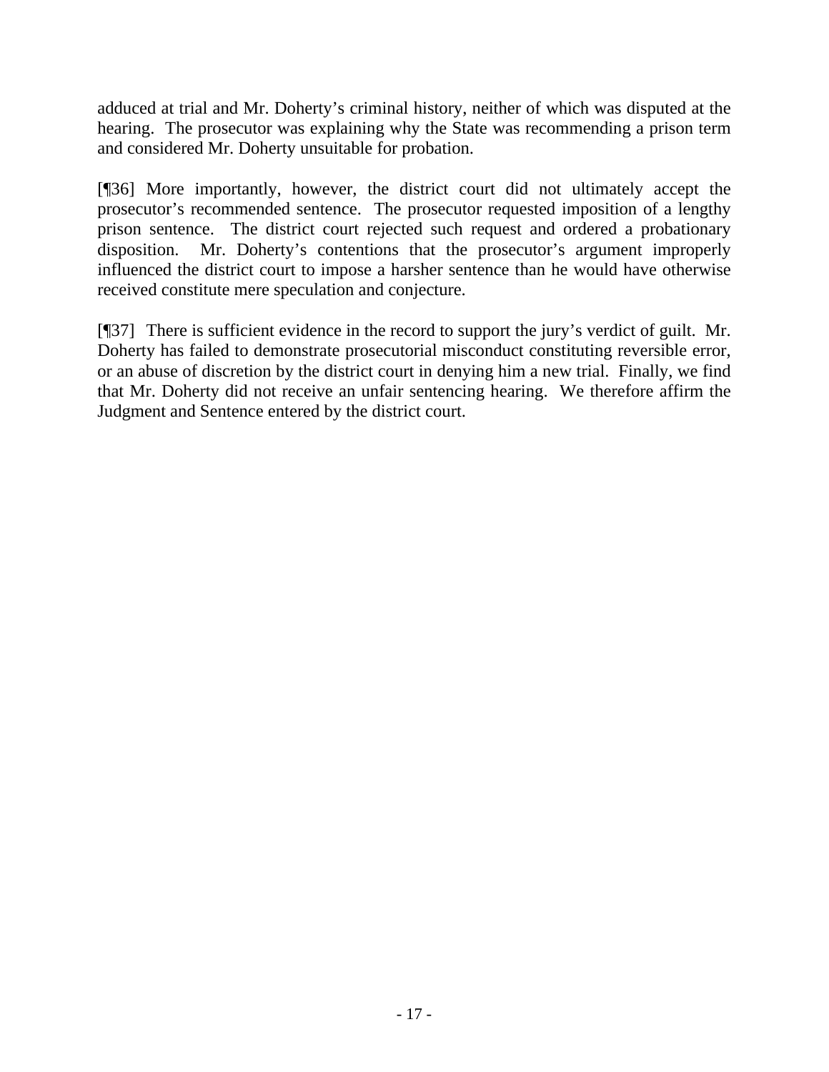adduced at trial and Mr. Doherty's criminal history, neither of which was disputed at the hearing. The prosecutor was explaining why the State was recommending a prison term and considered Mr. Doherty unsuitable for probation.

[¶36] More importantly, however, the district court did not ultimately accept the prosecutor's recommended sentence. The prosecutor requested imposition of a lengthy prison sentence. The district court rejected such request and ordered a probationary disposition. Mr. Doherty's contentions that the prosecutor's argument improperly influenced the district court to impose a harsher sentence than he would have otherwise received constitute mere speculation and conjecture.

[¶37] There is sufficient evidence in the record to support the jury's verdict of guilt. Mr. Doherty has failed to demonstrate prosecutorial misconduct constituting reversible error, or an abuse of discretion by the district court in denying him a new trial. Finally, we find that Mr. Doherty did not receive an unfair sentencing hearing. We therefore affirm the Judgment and Sentence entered by the district court.